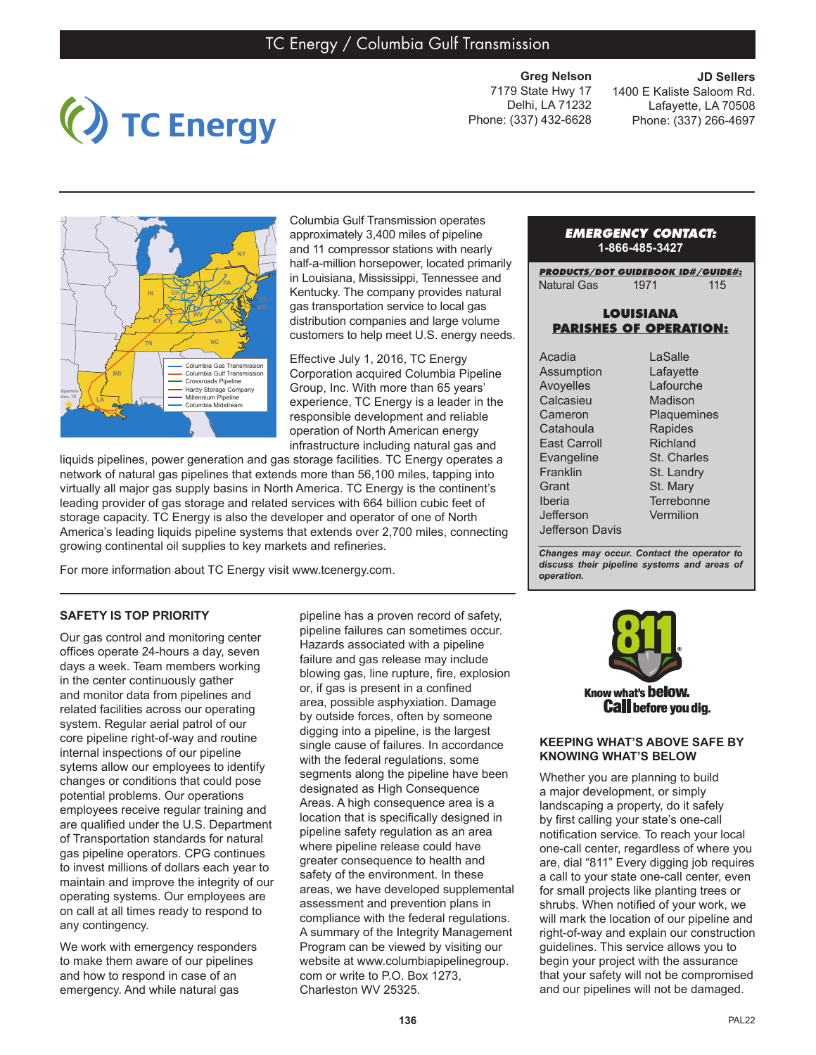# TC Energy / Columbia Gulf Transmission

TC Energy

**Greg Nelson**
7179 State Hwy 17
Delhi, LA 71232
Phone: (337) 432-6628

**JD Sellers**
1400 E Kaliste Saloom Rd.
Lafayette, LA 70508
Phone: (337) 266-4697

Columbia Gulf Transmission operates approximately 3,400 miles of pipeline and 11 compressor stations with nearly half-a-million horsepower, located primarily in Louisiana, Mississippi, Tennessee and Kentucky. The company provides natural gas transportation service to local gas distribution companies and large volume customers to help meet U.S. energy needs.

Effective July 1, 2016, TC Energy Corporation acquired Columbia Pipeline Group, Inc. With more than 65 years' experience, TC Energy is a leader in the responsible development and reliable operation of North American energy infrastructure including natural gas and liquids pipelines, power generation and gas storage facilities. TC Energy operates a network of natural gas pipelines that extends more than 56,100 miles, tapping into virtually all major gas supply basins in North America. TC Energy is the continent's leading provider of gas storage and related services with 664 billion cubic feet of storage capacity. TC Energy is also the developer and operator of one of North America's leading liquids pipeline systems that extends over 2,700 miles, connecting growing continental oil supplies to key markets and refineries.

For more information about TC Energy visit www.tcenergy.com.

**EMERGENCY CONTACT:**
**1-866-485-3427**

**PRODUCTS/DOT GUIDEBOOK ID#/GUIDE#:**

| Natural Gas | 1971 | 115 |
|---|---|---|

**LOUISIANA PARISHES OF OPERATION:**

| | |
|---|---|
| Acadia | LaSalle |
| Assumption | Lafayette |
| Avoyelles | Lafourche |
| Calcasieu | Madison |
| Cameron | Plaquemines |
| Catahoula | Rapides |
| East Carroll | Richland |
| Evangeline | St. Charles |
| Franklin | St. Landry |
| Grant | St. Mary |
| Iberia | Terrebonne |
| Jefferson | Vermilion |
| Jefferson Davis | |

*Changes may occur. Contact the operator to discuss their pipeline systems and areas of operation.*

## SAFETY IS TOP PRIORITY

Our gas control and monitoring center offices operate 24-hours a day, seven days a week. Team members working in the center continuously gather and monitor data from pipelines and related facilities across our operating system. Regular aerial patrol of our core pipeline right-of-way and routine internal inspections of our pipeline sytems allow our employees to identify changes or conditions that could pose potential problems. Our operations employees receive regular training and are qualified under the U.S. Department of Transportation standards for natural gas pipeline operators. CPG continues to invest millions of dollars each year to maintain and improve the integrity of our operating systems. Our employees are on call at all times ready to respond to any contingency.

We work with emergency responders to make them aware of our pipelines and how to respond in case of an emergency. And while natural gas pipeline has a proven record of safety, pipeline failures can sometimes occur. Hazards associated with a pipeline failure and gas release may include blowing gas, line rupture, fire, explosion or, if gas is present in a confined area, possible asphyxiation. Damage by outside forces, often by someone digging into a pipeline, is the largest single cause of failures. In accordance with the federal regulations, some segments along the pipeline have been designated as High Consequence Areas. A high consequence area is a location that is specifically designed in pipeline safety regulation as an area where pipeline release could have greater consequence to health and safety of the environment. In these areas, we have developed supplemental assessment and prevention plans in compliance with the federal regulations. A summary of the Integrity Management Program can be viewed by visiting our website at www.columbiapipelinegroup.com or write to P.O. Box 1273, Charleston WV 25325.

811 Know what's below. Call before you dig.

## KEEPING WHAT'S ABOVE SAFE BY KNOWING WHAT'S BELOW

Whether you are planning to build a major development, or simply landscaping a property, do it safely by first calling your state's one-call notification service. To reach your local one-call center, regardless of where you are, dial "811" Every digging job requires a call to your state one-call center, even for small projects like planting trees or shrubs. When notified of your work, we will mark the location of our pipeline and right-of-way and explain our construction guidelines. This service allows you to begin your project with the assurance that your safety will not be compromised and our pipelines will not be damaged.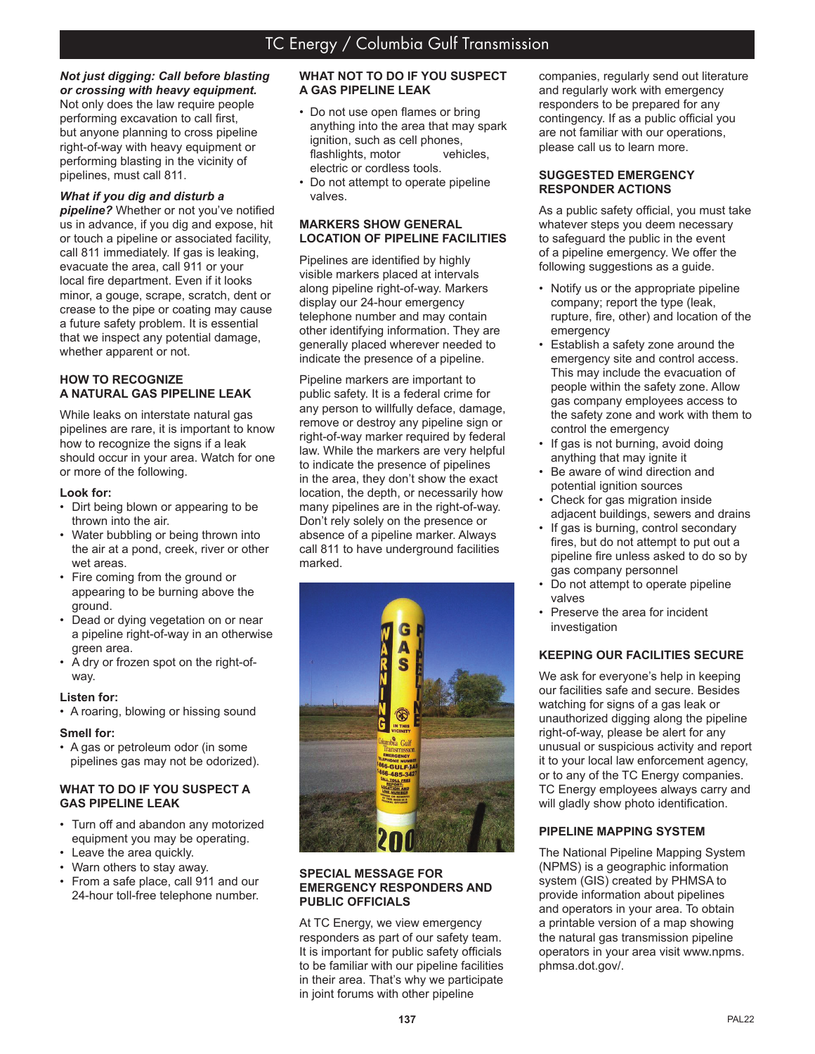***Not just digging: Call before blasting or crossing with heavy equipment.*** Not only does the law require people performing excavation to call first, but anyone planning to cross pipeline right-of-way with heavy equipment or performing blasting in the vicinity of pipelines, must call 811.

***What if you dig and disturb a pipeline?*** Whether or not you've notified us in advance, if you dig and expose, hit or touch a pipeline or associated facility, call 811 immediately. If gas is leaking, evacuate the area, call 911 or your local fire department. Even if it looks minor, a gouge, scrape, scratch, dent or crease to the pipe or coating may cause a future safety problem. It is essential that we inspect any potential damage, whether apparent or not.

## HOW TO RECOGNIZE A NATURAL GAS PIPELINE LEAK

While leaks on interstate natural gas pipelines are rare, it is important to know how to recognize the signs if a leak should occur in your area. Watch for one or more of the following.

**Look for:**

- Dirt being blown or appearing to be thrown into the air.
- Water bubbling or being thrown into the air at a pond, creek, river or other wet areas.
- Fire coming from the ground or appearing to be burning above the ground.
- Dead or dying vegetation on or near a pipeline right-of-way in an otherwise green area.
- A dry or frozen spot on the right-of-way.

**Listen for:**

- A roaring, blowing or hissing sound

**Smell for:**

- A gas or petroleum odor (in some pipelines gas may not be odorized).

## WHAT TO DO IF YOU SUSPECT A GAS PIPELINE LEAK

- Turn off and abandon any motorized equipment you may be operating.
- Leave the area quickly.
- Warn others to stay away.
- From a safe place, call 911 and our 24-hour toll-free telephone number.

## WHAT NOT TO DO IF YOU SUSPECT A GAS PIPELINE LEAK

- Do not use open flames or bring anything into the area that may spark ignition, such as cell phones, flashlights, motor vehicles, electric or cordless tools.
- Do not attempt to operate pipeline valves.

## MARKERS SHOW GENERAL LOCATION OF PIPELINE FACILITIES

Pipelines are identified by highly visible markers placed at intervals along pipeline right-of-way. Markers display our 24-hour emergency telephone number and may contain other identifying information. They are generally placed wherever needed to indicate the presence of a pipeline.

Pipeline markers are important to public safety. It is a federal crime for any person to willfully deface, damage, remove or destroy any pipeline sign or right-of-way marker required by federal law. While the markers are very helpful to indicate the presence of pipelines in the area, they don't show the exact location, the depth, or necessarily how many pipelines are in the right-of-way. Don't rely solely on the presence or absence of a pipeline marker. Always call 811 to have underground facilities marked.

## SPECIAL MESSAGE FOR EMERGENCY RESPONDERS AND PUBLIC OFFICIALS

At TC Energy, we view emergency responders as part of our safety team. It is important for public safety officials to be familiar with our pipeline facilities in their area. That's why we participate in joint forums with other pipeline companies, regularly send out literature and regularly work with emergency responders to be prepared for any contingency. If as a public official you are not familiar with our operations, please call us to learn more.

## SUGGESTED EMERGENCY RESPONDER ACTIONS

As a public safety official, you must take whatever steps you deem necessary to safeguard the public in the event of a pipeline emergency. We offer the following suggestions as a guide.

- Notify us or the appropriate pipeline company; report the type (leak, rupture, fire, other) and location of the emergency
- Establish a safety zone around the emergency site and control access. This may include the evacuation of people within the safety zone. Allow gas company employees access to the safety zone and work with them to control the emergency
- If gas is not burning, avoid doing anything that may ignite it
- Be aware of wind direction and potential ignition sources
- Check for gas migration inside adjacent buildings, sewers and drains
- If gas is burning, control secondary fires, but do not attempt to put out a pipeline fire unless asked to do so by gas company personnel
- Do not attempt to operate pipeline valves
- Preserve the area for incident investigation

## KEEPING OUR FACILITIES SECURE

We ask for everyone's help in keeping our facilities safe and secure. Besides watching for signs of a gas leak or unauthorized digging along the pipeline right-of-way, please be alert for any unusual or suspicious activity and report it to your local law enforcement agency, or to any of the TC Energy companies. TC Energy employees always carry and will gladly show photo identification.

## PIPELINE MAPPING SYSTEM

The National Pipeline Mapping System (NPMS) is a geographic information system (GIS) created by PHMSA to provide information about pipelines and operators in your area. To obtain a printable version of a map showing the natural gas transmission pipeline operators in your area visit www.npms.phmsa.dot.gov/.